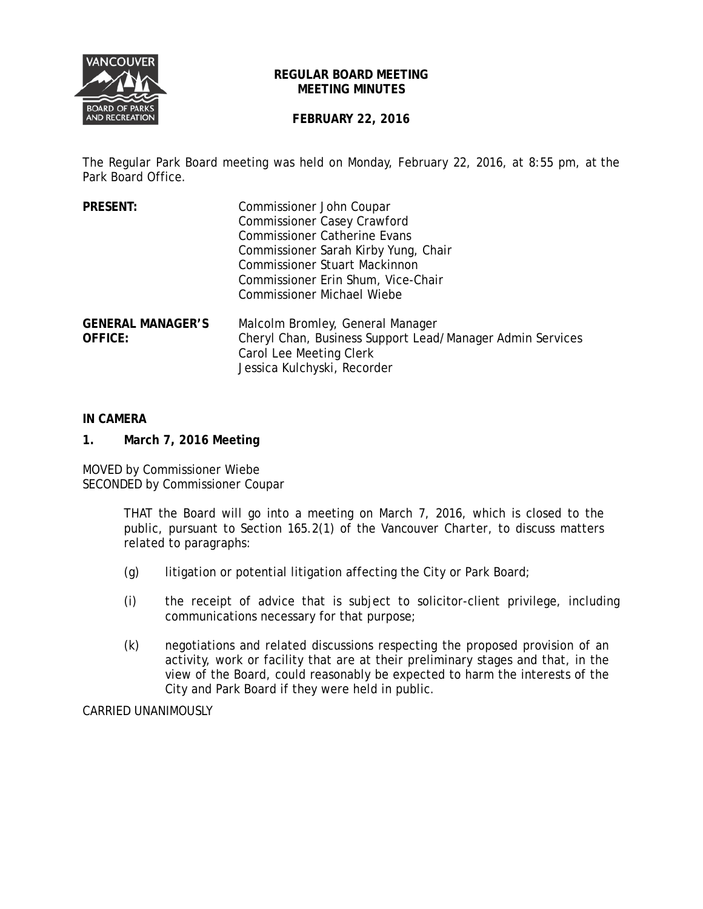# REGULAR BOARD MEETING
## MEETING MINUTES

**FEBRUARY 22, 2016**

The Regular Park Board meeting was held on Monday, February 22, 2016, at 8:55 pm, at the Park Board Office.

**PRESENT:**
Commissioner John Coupar
Commissioner Casey Crawford
Commissioner Catherine Evans
Commissioner Sarah Kirby Yung, Chair
Commissioner Stuart Mackinnon
Commissioner Erin Shum, Vice-Chair
Commissioner Michael Wiebe

**GENERAL MANAGER'S OFFICE:**
Malcolm Bromley, General Manager
Cheryl Chan, Business Support Lead/Manager Admin Services
Carol Lee Meeting Clerk
Jessica Kulchyski, Recorder

**IN CAMERA**

**1. March 7, 2016 Meeting**

MOVED by Commissioner Wiebe
SECONDED by Commissioner Coupar

> THAT the Board will go into a meeting on March 7, 2016, which is closed to the public, pursuant to Section 165.2(1) of the Vancouver Charter, to discuss matters related to paragraphs:
>
> (g) litigation or potential litigation affecting the City or Park Board;
>
> (i) the receipt of advice that is subject to solicitor-client privilege, including communications necessary for that purpose;
>
> (k) negotiations and related discussions respecting the proposed provision of an activity, work or facility that are at their preliminary stages and that, in the view of the Board, could reasonably be expected to harm the interests of the City and Park Board if they were held in public.

CARRIED UNANIMOUSLY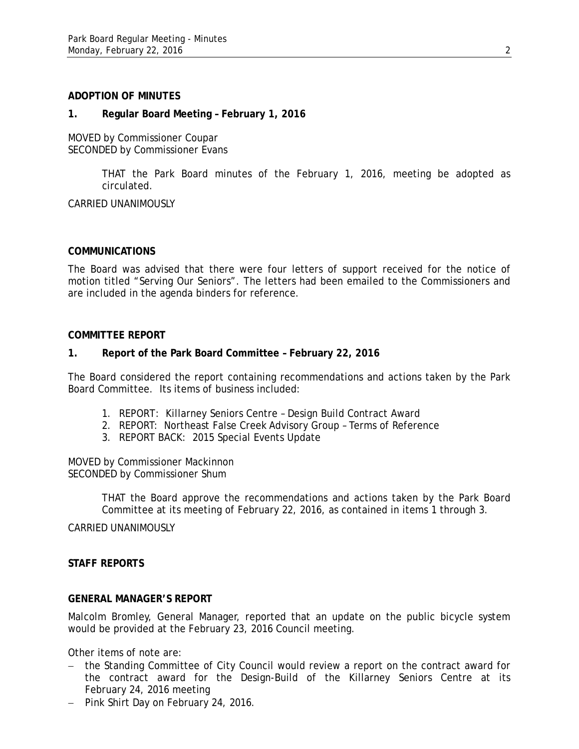## ADOPTION OF MINUTES

### 1. Regular Board Meeting – February 1, 2016

MOVED by Commissioner Coupar
SECONDED by Commissioner Evans

> THAT the Park Board minutes of the February 1, 2016, meeting be adopted as circulated.

CARRIED UNANIMOUSLY

## COMMUNICATIONS

The Board was advised that there were four letters of support received for the notice of motion titled "Serving Our Seniors". The letters had been emailed to the Commissioners and are included in the agenda binders for reference.

## COMMITTEE REPORT

### 1. Report of the Park Board Committee – February 22, 2016

The Board considered the report containing recommendations and actions taken by the Park Board Committee. Its items of business included:

1. REPORT: Killarney Seniors Centre – Design Build Contract Award
2. REPORT: Northeast False Creek Advisory Group – Terms of Reference
3. REPORT BACK: 2015 Special Events Update

MOVED by Commissioner Mackinnon
SECONDED by Commissioner Shum

> THAT the Board approve the recommendations and actions taken by the Park Board Committee at its meeting of February 22, 2016, as contained in items 1 through 3.

CARRIED UNANIMOUSLY

## STAFF REPORTS

## GENERAL MANAGER'S REPORT

Malcolm Bromley, General Manager, reported that an update on the public bicycle system would be provided at the February 23, 2016 Council meeting.

Other items of note are:

- the Standing Committee of City Council would review a report on the contract award for the contract award for the Design-Build of the Killarney Seniors Centre at its February 24, 2016 meeting
- Pink Shirt Day on February 24, 2016.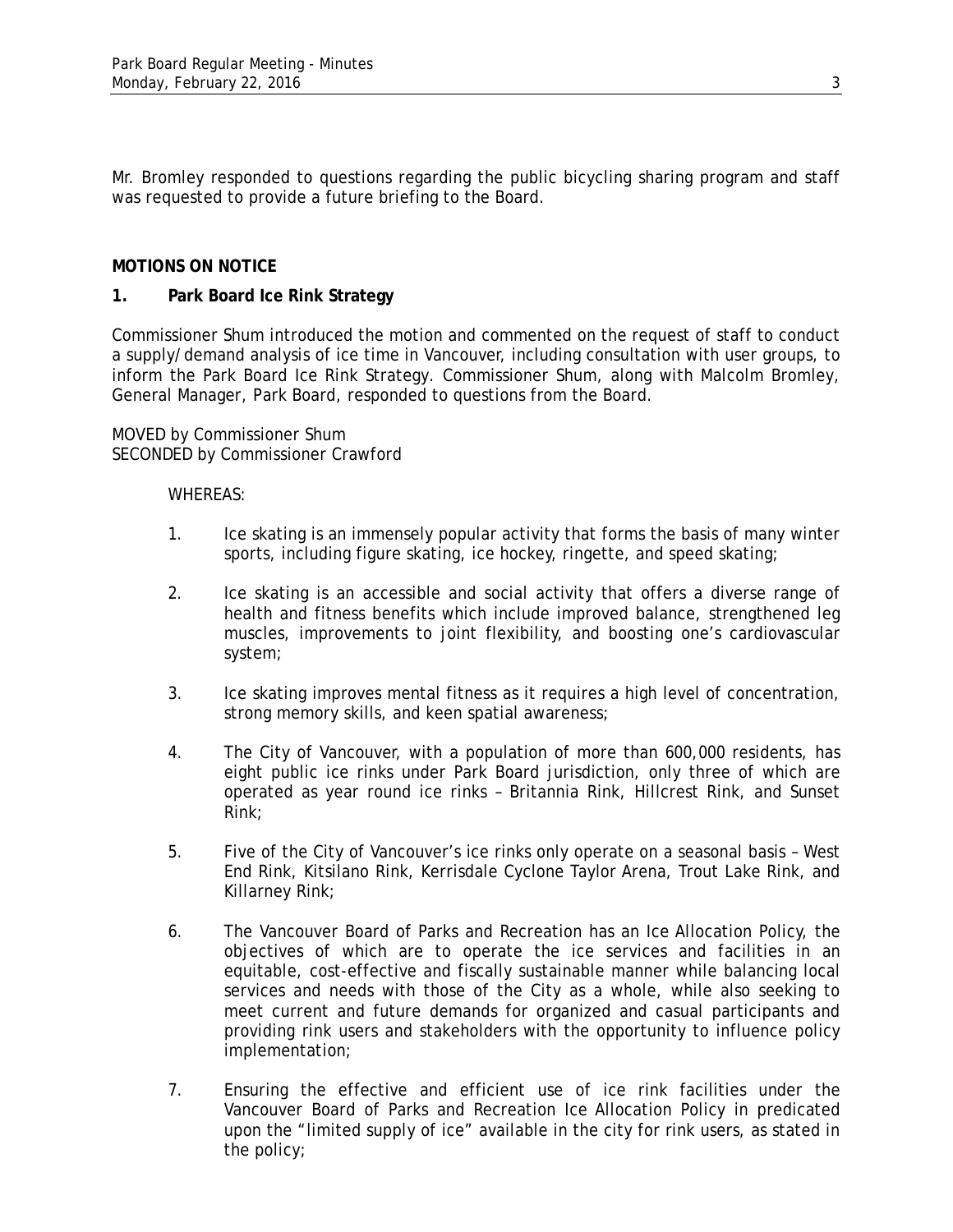Mr. Bromley responded to questions regarding the public bicycling sharing program and staff was requested to provide a future briefing to the Board.

## MOTIONS ON NOTICE

### 1. Park Board Ice Rink Strategy

Commissioner Shum introduced the motion and commented on the request of staff to conduct a supply/demand analysis of ice time in Vancouver, including consultation with user groups, to inform the Park Board Ice Rink Strategy. Commissioner Shum, along with Malcolm Bromley, General Manager, Park Board, responded to questions from the Board.

MOVED by Commissioner Shum
SECONDED by Commissioner Crawford

WHEREAS:

1. Ice skating is an immensely popular activity that forms the basis of many winter sports, including figure skating, ice hockey, ringette, and speed skating;

2. Ice skating is an accessible and social activity that offers a diverse range of health and fitness benefits which include improved balance, strengthened leg muscles, improvements to joint flexibility, and boosting one's cardiovascular system;

3. Ice skating improves mental fitness as it requires a high level of concentration, strong memory skills, and keen spatial awareness;

4. The City of Vancouver, with a population of more than 600,000 residents, has eight public ice rinks under Park Board jurisdiction, only three of which are operated as year round ice rinks – Britannia Rink, Hillcrest Rink, and Sunset Rink;

5. Five of the City of Vancouver's ice rinks only operate on a seasonal basis – West End Rink, Kitsilano Rink, Kerrisdale Cyclone Taylor Arena, Trout Lake Rink, and Killarney Rink;

6. The Vancouver Board of Parks and Recreation has an Ice Allocation Policy, the objectives of which are to operate the ice services and facilities in an equitable, cost-effective and fiscally sustainable manner while balancing local services and needs with those of the City as a whole, while also seeking to meet current and future demands for organized and casual participants and providing rink users and stakeholders with the opportunity to influence policy implementation;

7. Ensuring the effective and efficient use of ice rink facilities under the Vancouver Board of Parks and Recreation Ice Allocation Policy in predicated upon the "limited supply of ice" available in the city for rink users, as stated in the policy;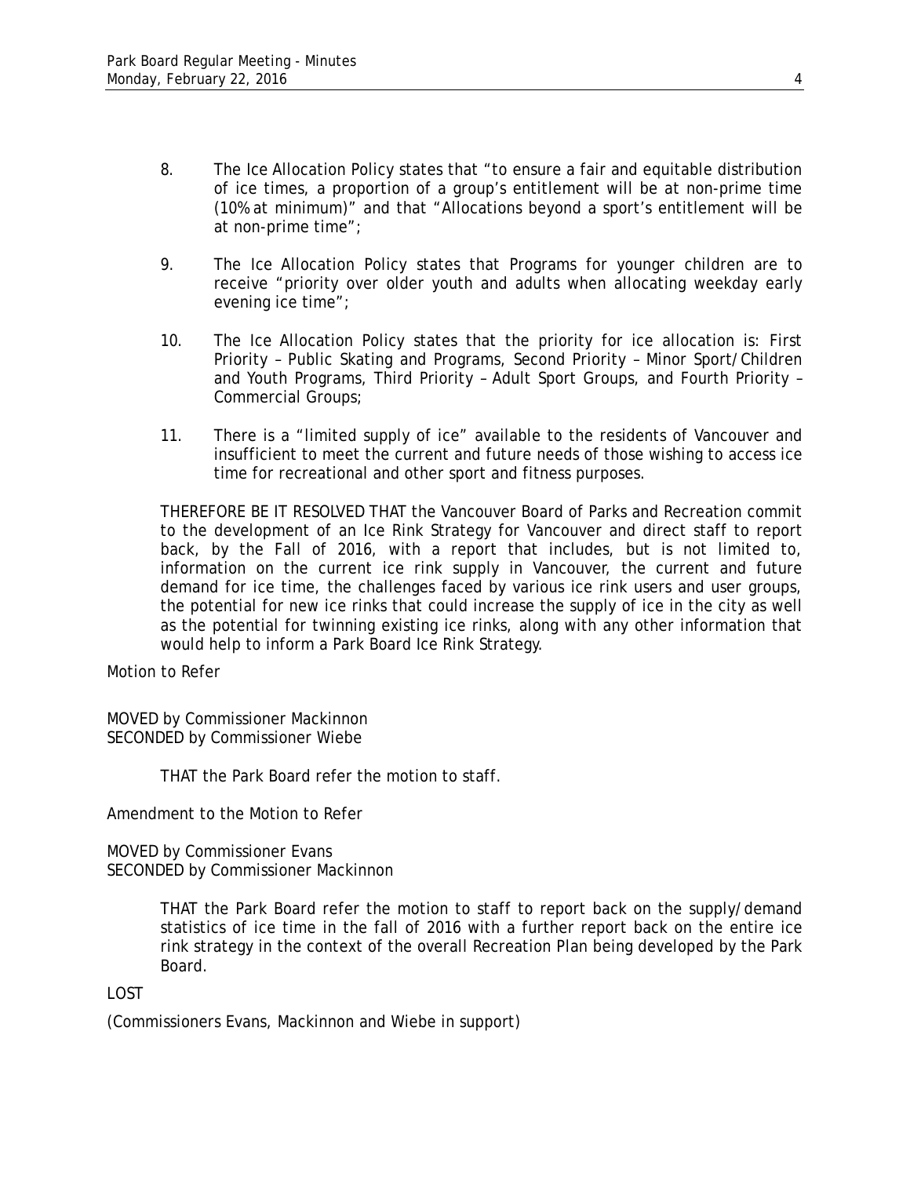8. The Ice Allocation Policy states that "to ensure a fair and equitable distribution of ice times, a proportion of a group's entitlement will be at non-prime time (10% at minimum)" and that "Allocations beyond a sport's entitlement will be at non-prime time";

9. The Ice Allocation Policy states that Programs for younger children are to receive "priority over older youth and adults when allocating weekday early evening ice time";

10. The Ice Allocation Policy states that the priority for ice allocation is: First Priority – Public Skating and Programs, Second Priority – Minor Sport/Children and Youth Programs, Third Priority – Adult Sport Groups, and Fourth Priority – Commercial Groups;

11. There is a "limited supply of ice" available to the residents of Vancouver and insufficient to meet the current and future needs of those wishing to access ice time for recreational and other sport and fitness purposes.

THEREFORE BE IT RESOLVED THAT the Vancouver Board of Parks and Recreation commit to the development of an Ice Rink Strategy for Vancouver and direct staff to report back, by the Fall of 2016, with a report that includes, but is not limited to, information on the current ice rink supply in Vancouver, the current and future demand for ice time, the challenges faced by various ice rink users and user groups, the potential for new ice rinks that could increase the supply of ice in the city as well as the potential for twinning existing ice rinks, along with any other information that would help to inform a Park Board Ice Rink Strategy.

Motion to Refer

MOVED by Commissioner Mackinnon
SECONDED by Commissioner Wiebe

THAT the Park Board refer the motion to staff.

Amendment to the Motion to Refer

MOVED by Commissioner Evans
SECONDED by Commissioner Mackinnon

THAT the Park Board refer the motion to staff to report back on the supply/demand statistics of ice time in the fall of 2016 with a further report back on the entire ice rink strategy in the context of the overall Recreation Plan being developed by the Park Board.

LOST

(Commissioners Evans, Mackinnon and Wiebe in support)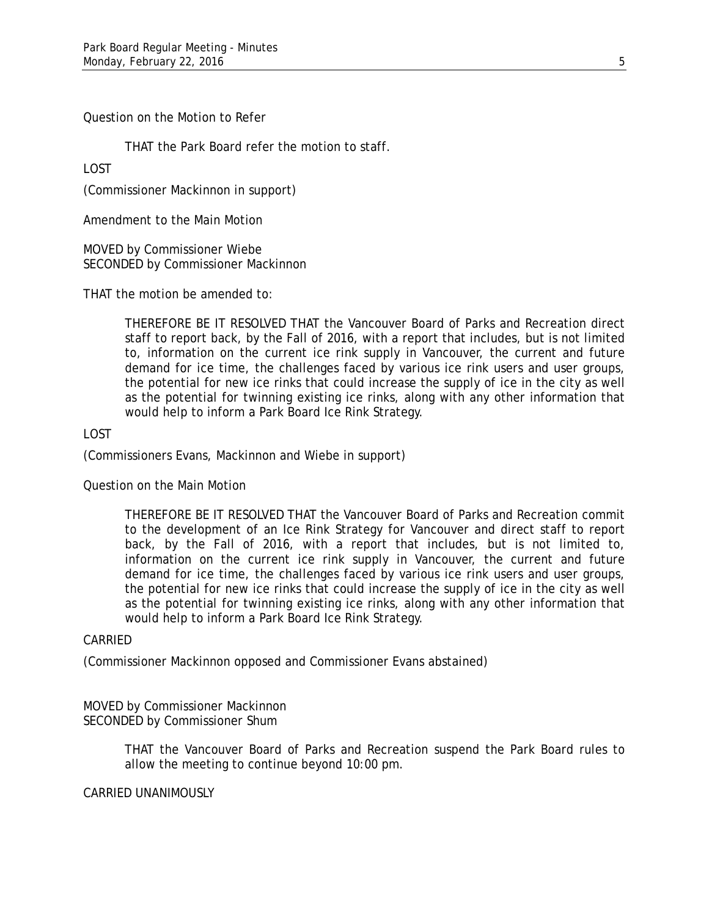Question on the Motion to Refer

> THAT the Park Board refer the motion to staff.

LOST

(Commissioner Mackinnon in support)

Amendment to the Main Motion

MOVED by Commissioner Wiebe
SECONDED by Commissioner Mackinnon

THAT the motion be amended to:

> THEREFORE BE IT RESOLVED THAT the Vancouver Board of Parks and Recreation direct staff to report back, by the Fall of 2016, with a report that includes, but is not limited to, information on the current ice rink supply in Vancouver, the current and future demand for ice time, the challenges faced by various ice rink users and user groups, the potential for new ice rinks that could increase the supply of ice in the city as well as the potential for twinning existing ice rinks, along with any other information that would help to inform a Park Board Ice Rink Strategy.

LOST

(Commissioners Evans, Mackinnon and Wiebe in support)

Question on the Main Motion

> THEREFORE BE IT RESOLVED THAT the Vancouver Board of Parks and Recreation commit to the development of an Ice Rink Strategy for Vancouver and direct staff to report back, by the Fall of 2016, with a report that includes, but is not limited to, information on the current ice rink supply in Vancouver, the current and future demand for ice time, the challenges faced by various ice rink users and user groups, the potential for new ice rinks that could increase the supply of ice in the city as well as the potential for twinning existing ice rinks, along with any other information that would help to inform a Park Board Ice Rink Strategy.

CARRIED

(Commissioner Mackinnon opposed and Commissioner Evans abstained)

MOVED by Commissioner Mackinnon
SECONDED by Commissioner Shum

> THAT the Vancouver Board of Parks and Recreation suspend the Park Board rules to allow the meeting to continue beyond 10:00 pm.

CARRIED UNANIMOUSLY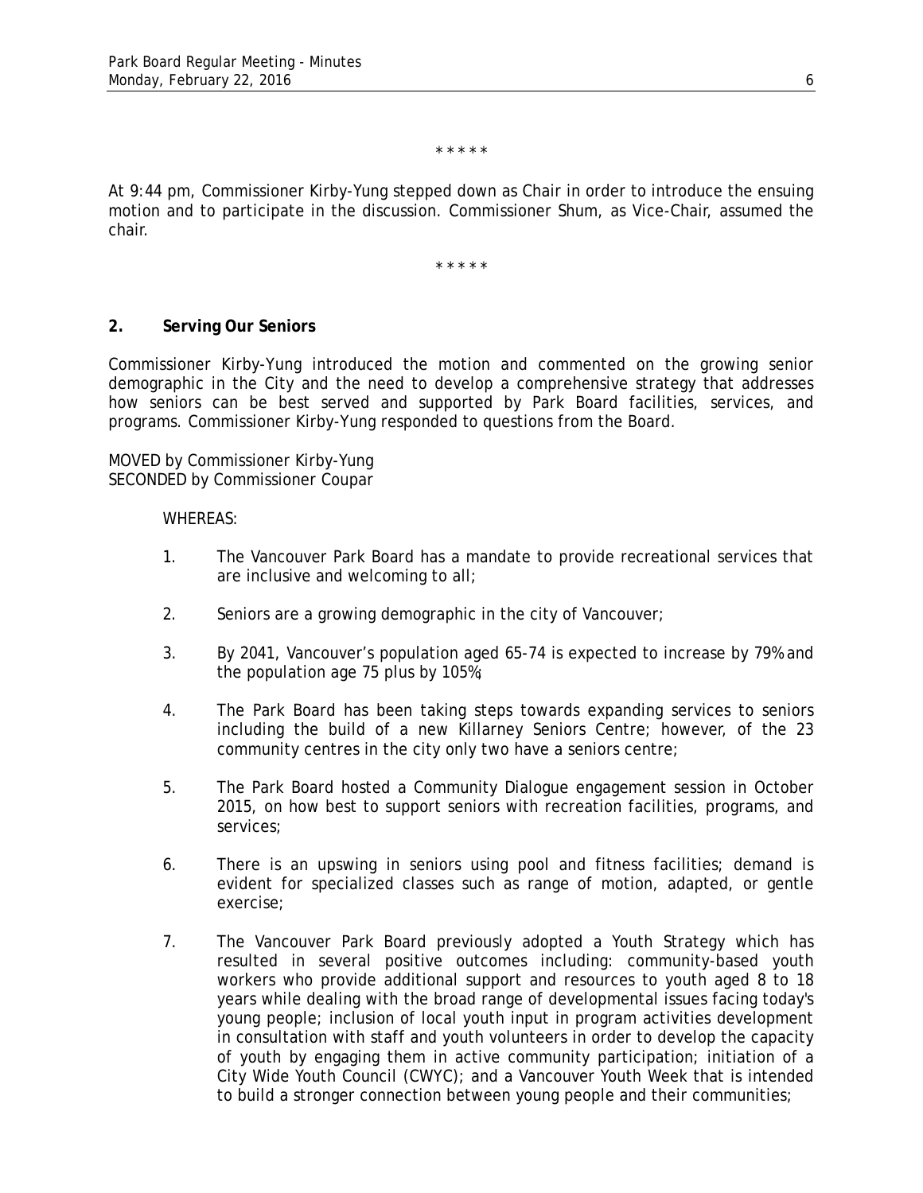\* \* \* \* \*

At 9:44 pm, Commissioner Kirby-Yung stepped down as Chair in order to introduce the ensuing motion and to participate in the discussion. Commissioner Shum, as Vice-Chair, assumed the chair.

\* \* \* \* \*

## 2. Serving Our Seniors

Commissioner Kirby-Yung introduced the motion and commented on the growing senior demographic in the City and the need to develop a comprehensive strategy that addresses how seniors can be best served and supported by Park Board facilities, services, and programs. Commissioner Kirby-Yung responded to questions from the Board.

MOVED by Commissioner Kirby-Yung
SECONDED by Commissioner Coupar

WHEREAS:

1. The Vancouver Park Board has a mandate to provide recreational services that are inclusive and welcoming to all;

2. Seniors are a growing demographic in the city of Vancouver;

3. By 2041, Vancouver's population aged 65-74 is expected to increase by 79% and the population age 75 plus by 105%;

4. The Park Board has been taking steps towards expanding services to seniors including the build of a new Killarney Seniors Centre; however, of the 23 community centres in the city only two have a seniors centre;

5. The Park Board hosted a Community Dialogue engagement session in October 2015, on how best to support seniors with recreation facilities, programs, and services;

6. There is an upswing in seniors using pool and fitness facilities; demand is evident for specialized classes such as range of motion, adapted, or gentle exercise;

7. The Vancouver Park Board previously adopted a Youth Strategy which has resulted in several positive outcomes including: community-based youth workers who provide additional support and resources to youth aged 8 to 18 years while dealing with the broad range of developmental issues facing today's young people; inclusion of local youth input in program activities development in consultation with staff and youth volunteers in order to develop the capacity of youth by engaging them in active community participation; initiation of a City Wide Youth Council (CWYC); and a Vancouver Youth Week that is intended to build a stronger connection between young people and their communities;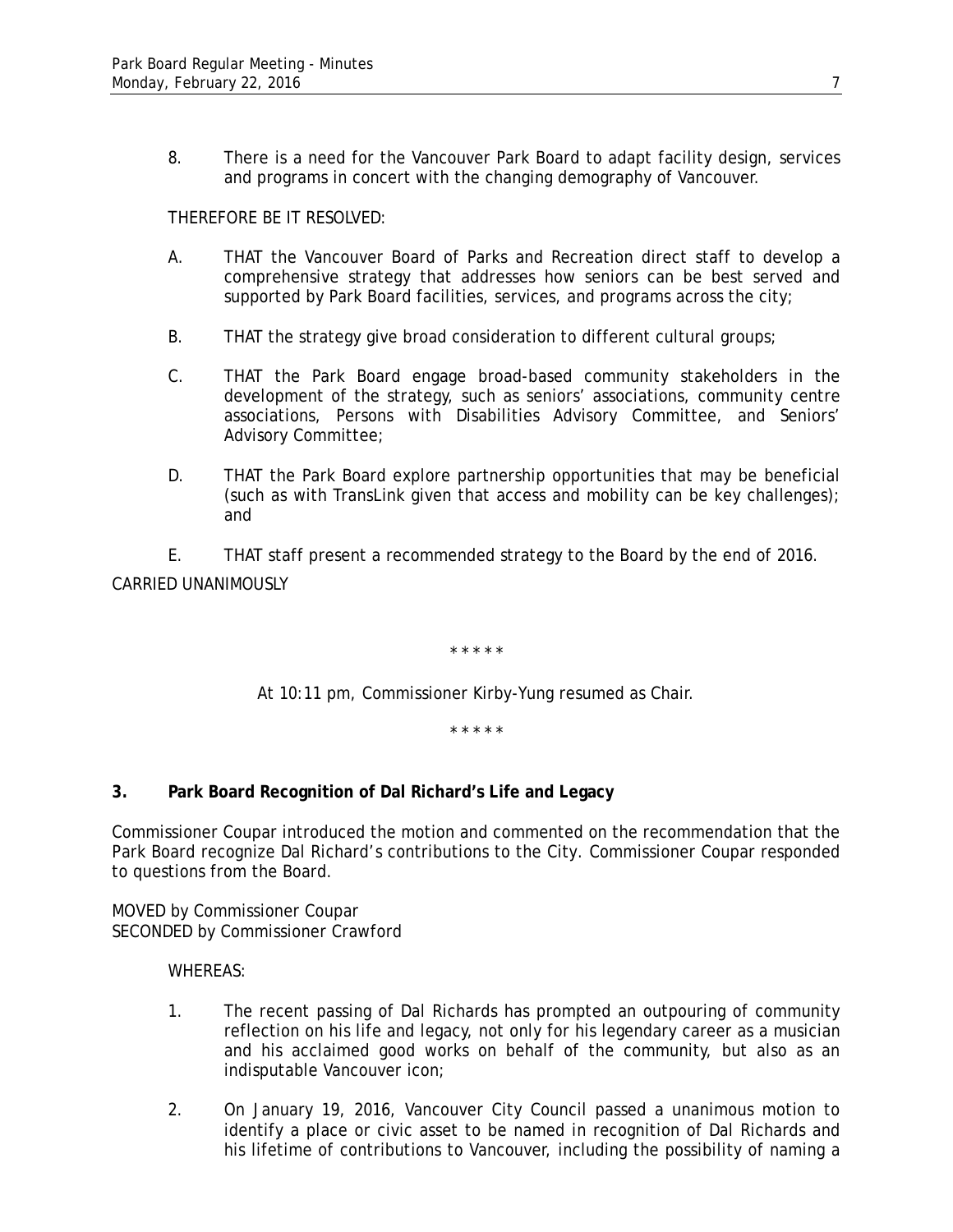8. There is a need for the Vancouver Park Board to adapt facility design, services and programs in concert with the changing demography of Vancouver.

THEREFORE BE IT RESOLVED:

A. THAT the Vancouver Board of Parks and Recreation direct staff to develop a comprehensive strategy that addresses how seniors can be best served and supported by Park Board facilities, services, and programs across the city;

B. THAT the strategy give broad consideration to different cultural groups;

C. THAT the Park Board engage broad-based community stakeholders in the development of the strategy, such as seniors' associations, community centre associations, Persons with Disabilities Advisory Committee, and Seniors' Advisory Committee;

D. THAT the Park Board explore partnership opportunities that may be beneficial (such as with TransLink given that access and mobility can be key challenges); and

E. THAT staff present a recommended strategy to the Board by the end of 2016.

CARRIED UNANIMOUSLY

\* \* \* \* \*

At 10:11 pm, Commissioner Kirby-Yung resumed as Chair.

\* \* \* \* \*

**3. Park Board Recognition of Dal Richard's Life and Legacy**

Commissioner Coupar introduced the motion and commented on the recommendation that the Park Board recognize Dal Richard's contributions to the City. Commissioner Coupar responded to questions from the Board.

MOVED by Commissioner Coupar
SECONDED by Commissioner Crawford

WHEREAS:

1. The recent passing of Dal Richards has prompted an outpouring of community reflection on his life and legacy, not only for his legendary career as a musician and his acclaimed good works on behalf of the community, but also as an indisputable Vancouver icon;

2. On January 19, 2016, Vancouver City Council passed a unanimous motion to identify a place or civic asset to be named in recognition of Dal Richards and his lifetime of contributions to Vancouver, including the possibility of naming a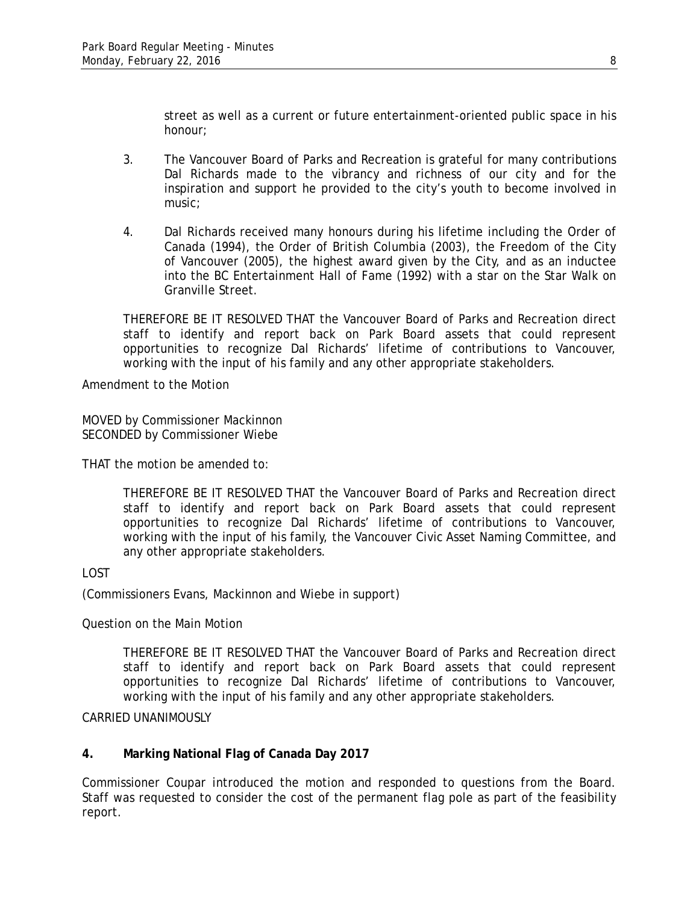street as well as a current or future entertainment-oriented public space in his honour;

3. The Vancouver Board of Parks and Recreation is grateful for many contributions Dal Richards made to the vibrancy and richness of our city and for the inspiration and support he provided to the city's youth to become involved in music;

4. Dal Richards received many honours during his lifetime including the Order of Canada (1994), the Order of British Columbia (2003), the Freedom of the City of Vancouver (2005), the highest award given by the City, and as an inductee into the BC Entertainment Hall of Fame (1992) with a star on the Star Walk on Granville Street.

THEREFORE BE IT RESOLVED THAT the Vancouver Board of Parks and Recreation direct staff to identify and report back on Park Board assets that could represent opportunities to recognize Dal Richards' lifetime of contributions to Vancouver, working with the input of his family and any other appropriate stakeholders.

Amendment to the Motion

MOVED by Commissioner Mackinnon
SECONDED by Commissioner Wiebe

THAT the motion be amended to:

> THEREFORE BE IT RESOLVED THAT the Vancouver Board of Parks and Recreation direct staff to identify and report back on Park Board assets that could represent opportunities to recognize Dal Richards' lifetime of contributions to Vancouver, working with the input of his family, the Vancouver Civic Asset Naming Committee, and any other appropriate stakeholders.

LOST

(Commissioners Evans, Mackinnon and Wiebe in support)

Question on the Main Motion

> THEREFORE BE IT RESOLVED THAT the Vancouver Board of Parks and Recreation direct staff to identify and report back on Park Board assets that could represent opportunities to recognize Dal Richards' lifetime of contributions to Vancouver, working with the input of his family and any other appropriate stakeholders.

CARRIED UNANIMOUSLY

**4. Marking National Flag of Canada Day 2017**

Commissioner Coupar introduced the motion and responded to questions from the Board. Staff was requested to consider the cost of the permanent flag pole as part of the feasibility report.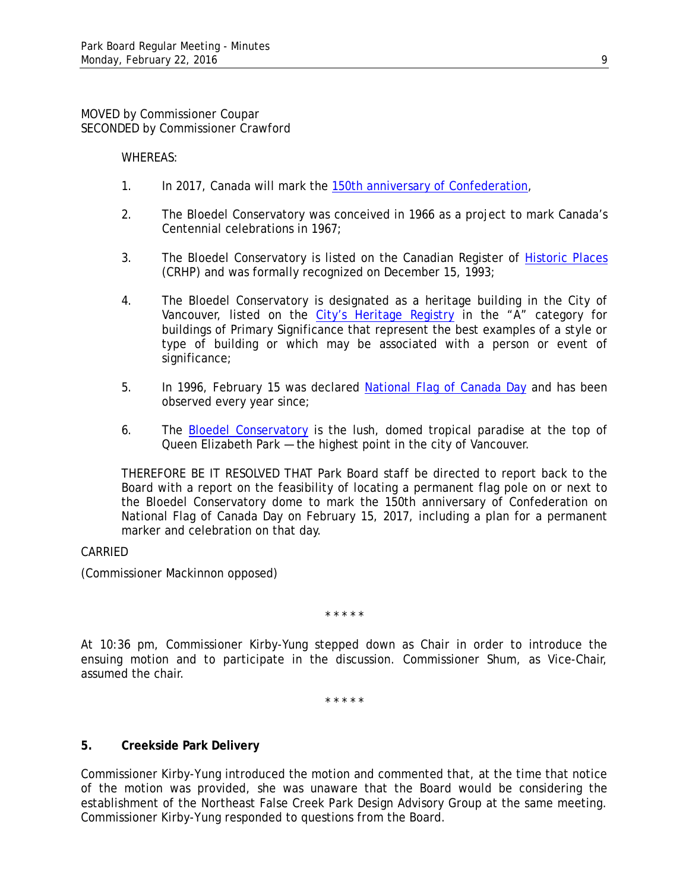MOVED by Commissioner Coupar
SECONDED by Commissioner Crawford

WHEREAS:

1. In 2017, Canada will mark the 150th anniversary of Confederation,

2. The Bloedel Conservatory was conceived in 1966 as a project to mark Canada's Centennial celebrations in 1967;

3. The Bloedel Conservatory is listed on the Canadian Register of Historic Places (CRHP) and was formally recognized on December 15, 1993;

4. The Bloedel Conservatory is designated as a heritage building in the City of Vancouver, listed on the City's Heritage Registry in the "A" category for buildings of Primary Significance that represent the best examples of a style or type of building or which may be associated with a person or event of significance;

5. In 1996, February 15 was declared National Flag of Canada Day and has been observed every year since;

6. The Bloedel Conservatory is the lush, domed tropical paradise at the top of Queen Elizabeth Park — the highest point in the city of Vancouver.

THEREFORE BE IT RESOLVED THAT Park Board staff be directed to report back to the Board with a report on the feasibility of locating a permanent flag pole on or next to the Bloedel Conservatory dome to mark the 150th anniversary of Confederation on National Flag of Canada Day on February 15, 2017, including a plan for a permanent marker and celebration on that day.

CARRIED

(Commissioner Mackinnon opposed)

\* \* \* \* \*

At 10:36 pm, Commissioner Kirby-Yung stepped down as Chair in order to introduce the ensuing motion and to participate in the discussion. Commissioner Shum, as Vice-Chair, assumed the chair.

\* \* \* \* \*

## 5. Creekside Park Delivery

Commissioner Kirby-Yung introduced the motion and commented that, at the time that notice of the motion was provided, she was unaware that the Board would be considering the establishment of the Northeast False Creek Park Design Advisory Group at the same meeting. Commissioner Kirby-Yung responded to questions from the Board.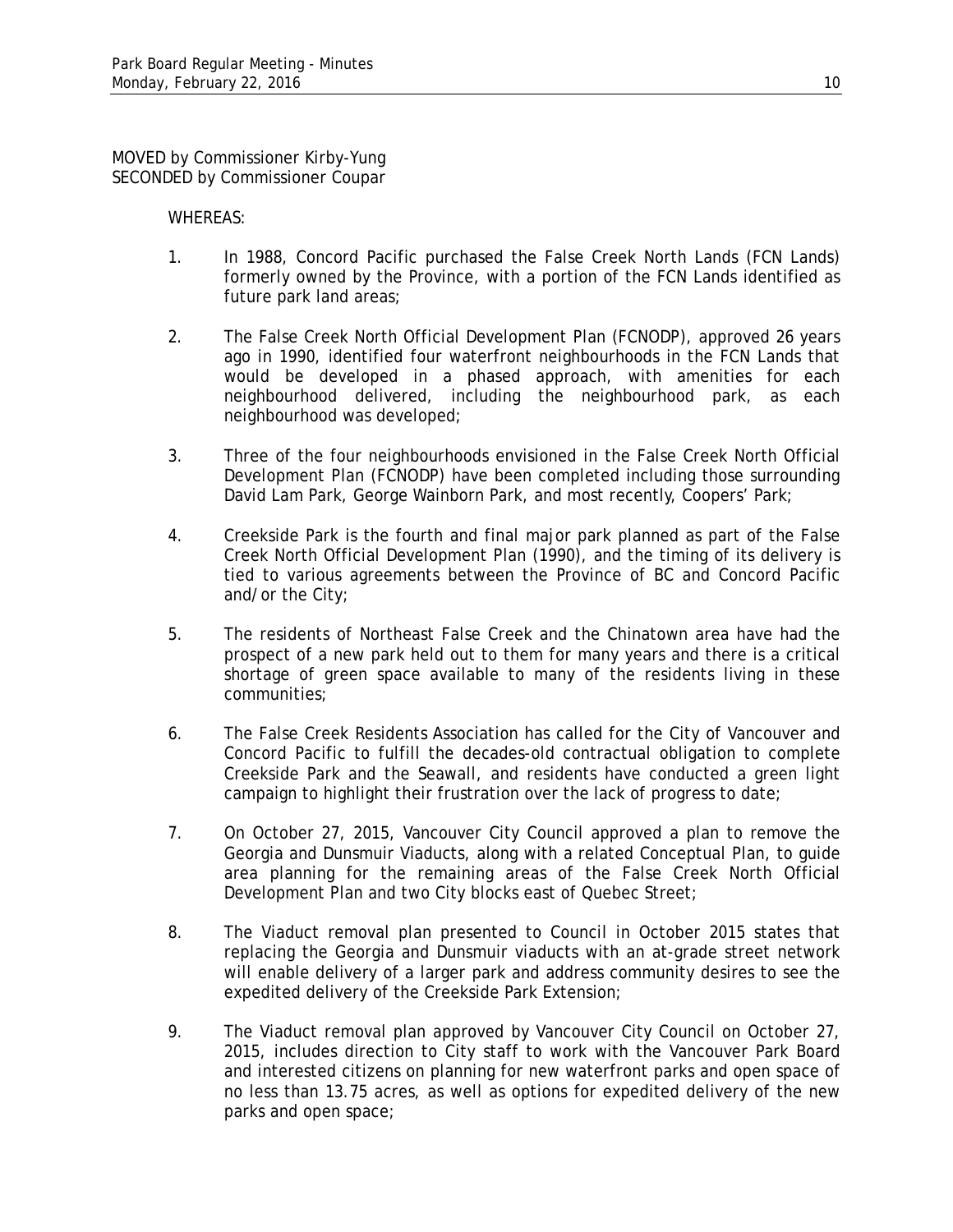MOVED by Commissioner Kirby-Yung
SECONDED by Commissioner Coupar

WHEREAS:

1. In 1988, Concord Pacific purchased the False Creek North Lands (FCN Lands) formerly owned by the Province, with a portion of the FCN Lands identified as future park land areas;

2. The False Creek North Official Development Plan (FCNODP), approved 26 years ago in 1990, identified four waterfront neighbourhoods in the FCN Lands that would be developed in a phased approach, with amenities for each neighbourhood delivered, including the neighbourhood park, as each neighbourhood was developed;

3. Three of the four neighbourhoods envisioned in the False Creek North Official Development Plan (FCNODP) have been completed including those surrounding David Lam Park, George Wainborn Park, and most recently, Coopers' Park;

4. Creekside Park is the fourth and final major park planned as part of the False Creek North Official Development Plan (1990), and the timing of its delivery is tied to various agreements between the Province of BC and Concord Pacific and/or the City;

5. The residents of Northeast False Creek and the Chinatown area have had the prospect of a new park held out to them for many years and there is a critical shortage of green space available to many of the residents living in these communities;

6. The False Creek Residents Association has called for the City of Vancouver and Concord Pacific to fulfill the decades-old contractual obligation to complete Creekside Park and the Seawall, and residents have conducted a green light campaign to highlight their frustration over the lack of progress to date;

7. On October 27, 2015, Vancouver City Council approved a plan to remove the Georgia and Dunsmuir Viaducts, along with a related Conceptual Plan, to guide area planning for the remaining areas of the False Creek North Official Development Plan and two City blocks east of Quebec Street;

8. The Viaduct removal plan presented to Council in October 2015 states that replacing the Georgia and Dunsmuir viaducts with an at-grade street network will enable delivery of a larger park and address community desires to see the expedited delivery of the Creekside Park Extension;

9. The Viaduct removal plan approved by Vancouver City Council on October 27, 2015, includes direction to City staff to work with the Vancouver Park Board and interested citizens on planning for new waterfront parks and open space of no less than 13.75 acres, as well as options for expedited delivery of the new parks and open space;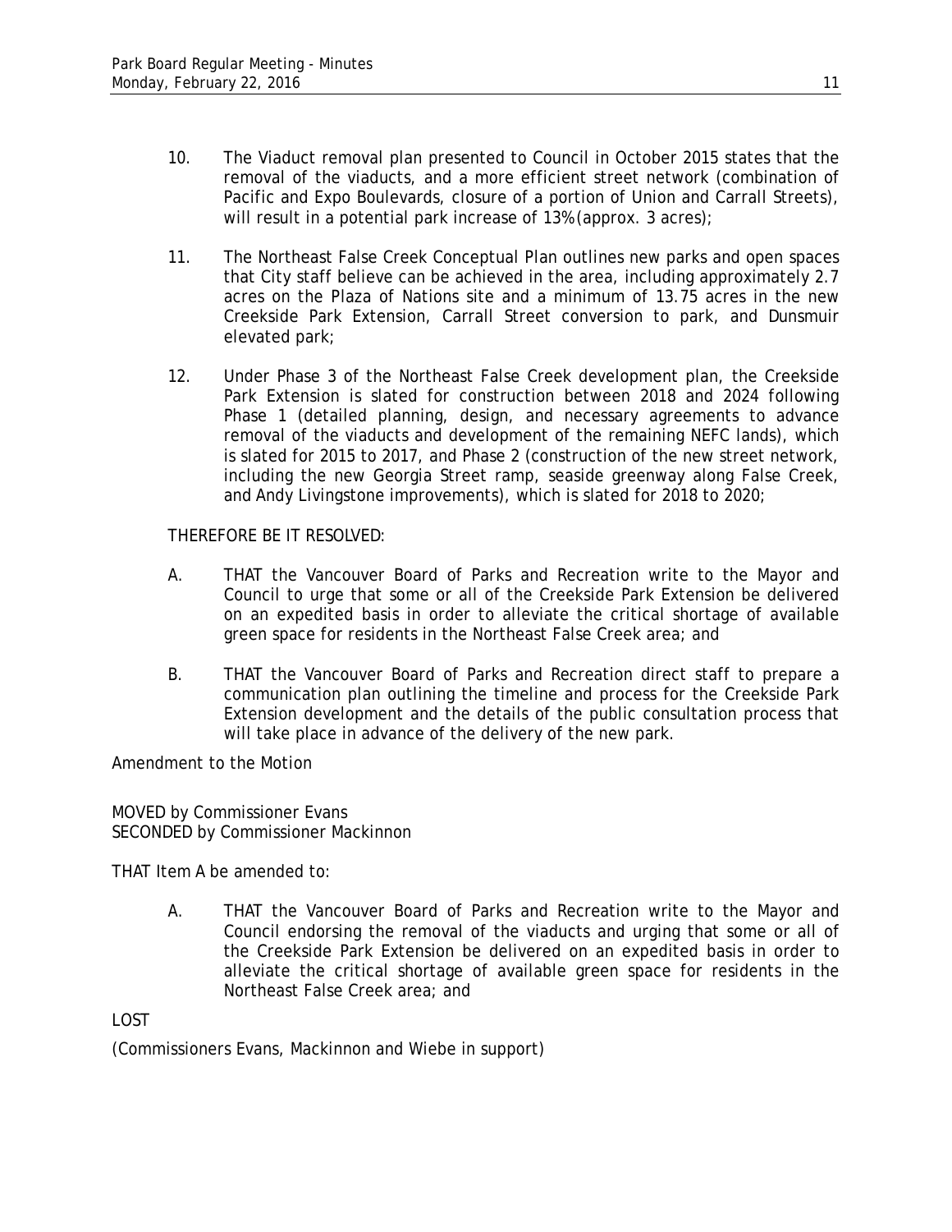10. The Viaduct removal plan presented to Council in October 2015 states that the removal of the viaducts, and a more efficient street network (combination of Pacific and Expo Boulevards, closure of a portion of Union and Carrall Streets), will result in a potential park increase of 13% (approx. 3 acres);

11. The Northeast False Creek Conceptual Plan outlines new parks and open spaces that City staff believe can be achieved in the area, including approximately 2.7 acres on the Plaza of Nations site and a minimum of 13.75 acres in the new Creekside Park Extension, Carrall Street conversion to park, and Dunsmuir elevated park;

12. Under Phase 3 of the Northeast False Creek development plan, the Creekside Park Extension is slated for construction between 2018 and 2024 following Phase 1 (detailed planning, design, and necessary agreements to advance removal of the viaducts and development of the remaining NEFC lands), which is slated for 2015 to 2017, and Phase 2 (construction of the new street network, including the new Georgia Street ramp, seaside greenway along False Creek, and Andy Livingstone improvements), which is slated for 2018 to 2020;

THEREFORE BE IT RESOLVED:

A. THAT the Vancouver Board of Parks and Recreation write to the Mayor and Council to urge that some or all of the Creekside Park Extension be delivered on an expedited basis in order to alleviate the critical shortage of available green space for residents in the Northeast False Creek area; and

B. THAT the Vancouver Board of Parks and Recreation direct staff to prepare a communication plan outlining the timeline and process for the Creekside Park Extension development and the details of the public consultation process that will take place in advance of the delivery of the new park.

Amendment to the Motion

MOVED by Commissioner Evans
SECONDED by Commissioner Mackinnon

THAT Item A be amended to:

A. THAT the Vancouver Board of Parks and Recreation write to the Mayor and Council endorsing the removal of the viaducts and urging that some or all of the Creekside Park Extension be delivered on an expedited basis in order to alleviate the critical shortage of available green space for residents in the Northeast False Creek area; and

LOST

(Commissioners Evans, Mackinnon and Wiebe in support)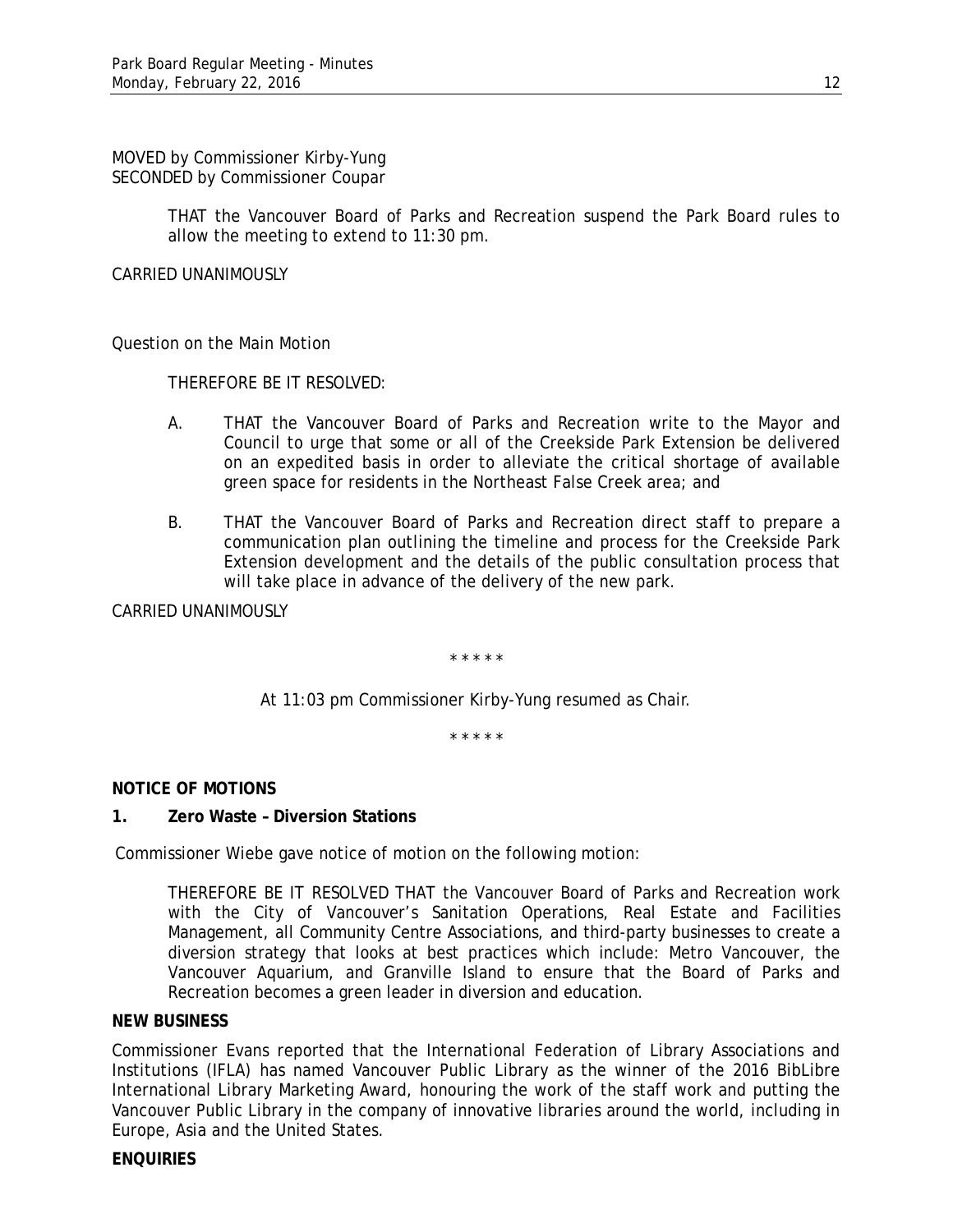MOVED by Commissioner Kirby-Yung
SECONDED by Commissioner Coupar

> THAT the Vancouver Board of Parks and Recreation suspend the Park Board rules to allow the meeting to extend to 11:30 pm.

CARRIED UNANIMOUSLY

*Question on the Main Motion*

> THEREFORE BE IT RESOLVED:
>
> A. THAT the Vancouver Board of Parks and Recreation write to the Mayor and Council to urge that some or all of the Creekside Park Extension be delivered on an expedited basis in order to alleviate the critical shortage of available green space for residents in the Northeast False Creek area; and
>
> B. THAT the Vancouver Board of Parks and Recreation direct staff to prepare a communication plan outlining the timeline and process for the Creekside Park Extension development and the details of the public consultation process that will take place in advance of the delivery of the new park.

CARRIED UNANIMOUSLY

\* \* \* \* \*

At 11:03 pm Commissioner Kirby-Yung resumed as Chair.

\* \* \* \* \*

**NOTICE OF MOTIONS**

**1. Zero Waste – Diversion Stations**

Commissioner Wiebe gave notice of motion on the following motion:

> THEREFORE BE IT RESOLVED THAT the Vancouver Board of Parks and Recreation work with the City of Vancouver's Sanitation Operations, Real Estate and Facilities Management, all Community Centre Associations, and third-party businesses to create a diversion strategy that looks at best practices which include: Metro Vancouver, the Vancouver Aquarium, and Granville Island to ensure that the Board of Parks and Recreation becomes a green leader in diversion and education.

**NEW BUSINESS**

Commissioner Evans reported that the International Federation of Library Associations and Institutions (IFLA) has named Vancouver Public Library as the winner of the 2016 BibLibre International Library Marketing Award, honouring the work of the staff work and putting the Vancouver Public Library in the company of innovative libraries around the world, including in Europe, Asia and the United States.

**ENQUIRIES**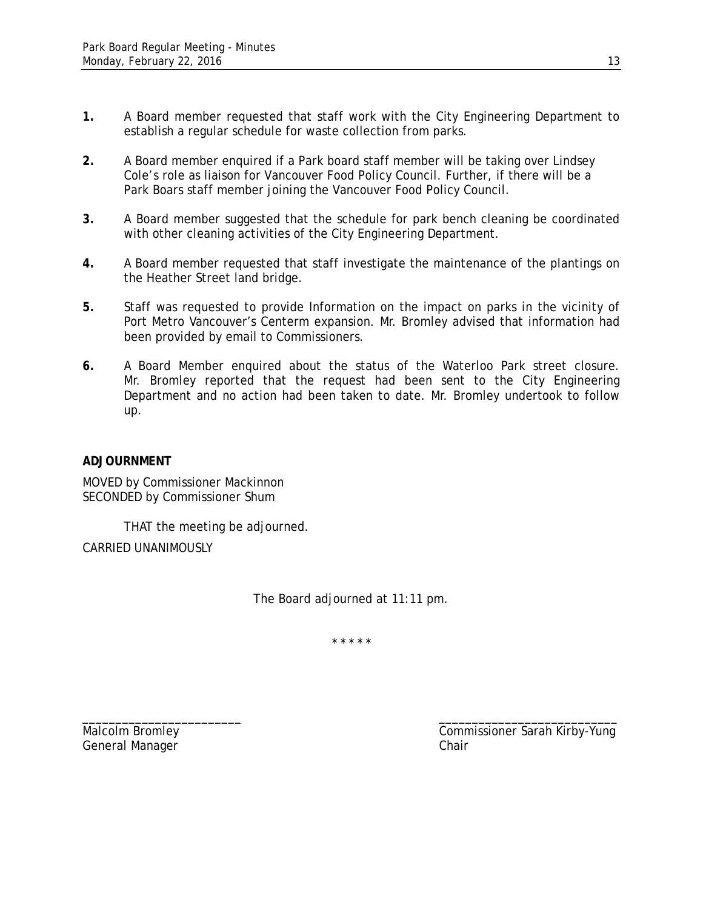**1.** A Board member requested that staff work with the City Engineering Department to establish a regular schedule for waste collection from parks.

**2.** A Board member enquired if a Park board staff member will be taking over Lindsey Cole's role as liaison for Vancouver Food Policy Council. Further, if there will be a Park Boars staff member joining the Vancouver Food Policy Council.

**3.** A Board member suggested that the schedule for park bench cleaning be coordinated with other cleaning activities of the City Engineering Department.

**4.** A Board member requested that staff investigate the maintenance of the plantings on the Heather Street land bridge.

**5.** Staff was requested to provide Information on the impact on parks in the vicinity of Port Metro Vancouver's Centerm expansion. Mr. Bromley advised that information had been provided by email to Commissioners.

**6.** A Board Member enquired about the status of the Waterloo Park street closure. Mr. Bromley reported that the request had been sent to the City Engineering Department and no action had been taken to date. Mr. Bromley undertook to follow up.

**ADJOURNMENT**

MOVED by Commissioner Mackinnon
SECONDED by Commissioner Shum

THAT the meeting be adjourned.

CARRIED UNANIMOUSLY

The Board adjourned at 11:11 pm.

\* \* \* \* \*

_______________________
Malcolm Bromley
General Manager

_______________________
Commissioner Sarah Kirby-Yung
Chair